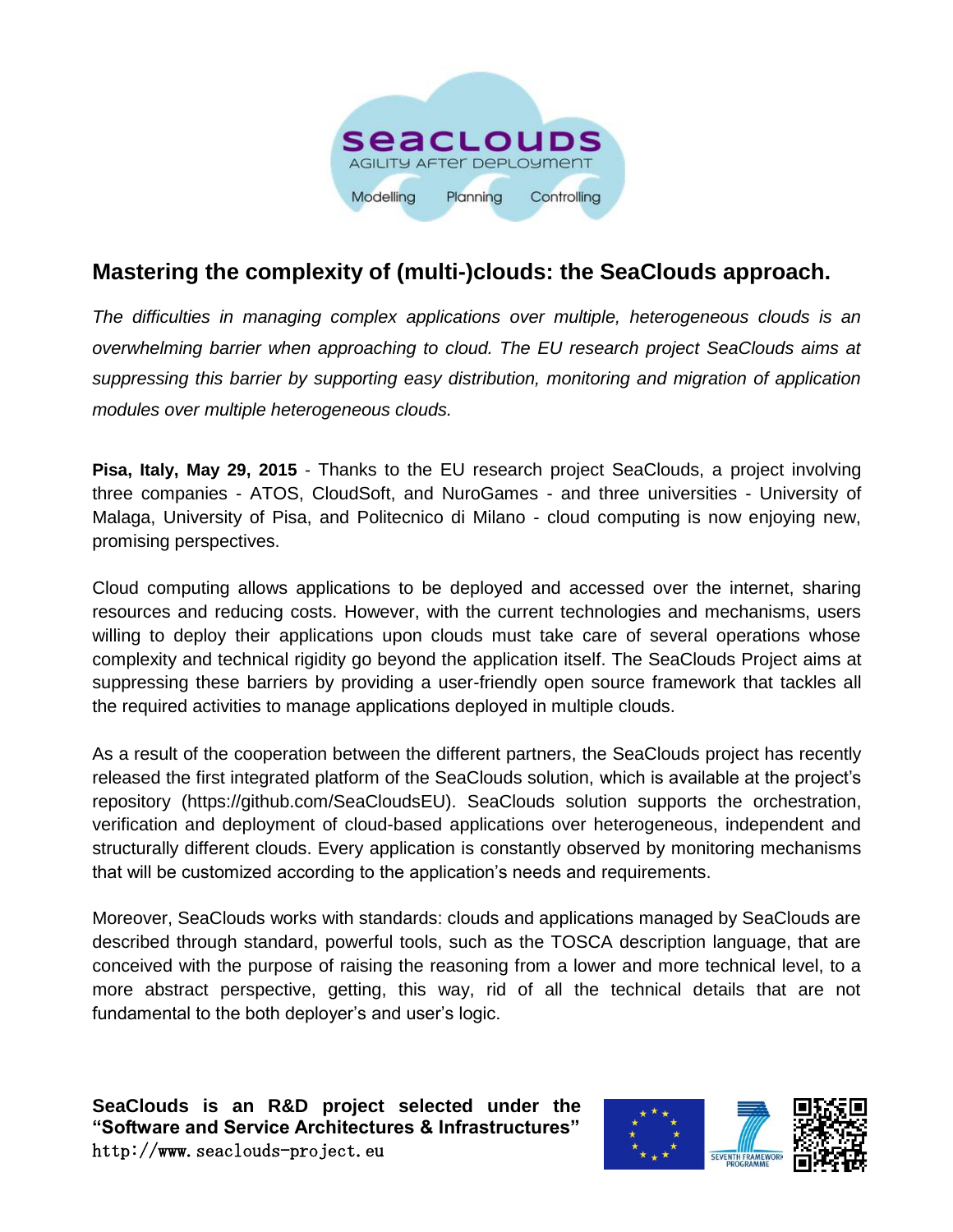# Mastering the complexity of (multi-)clouds: the SeaClouds approach.

*The difficulties in managing complex applications over multiple, heterogeneous clouds is an overwhelming barrier when approaching to cloud. The EU research project SeaClouds aims at suppressing this barrier by supporting easy distribution, monitoring and migration of application modules over multiple heterogeneous clouds.*

**Pisa, Italy, May 29, 2015** - Thanks to the EU research project SeaClouds, a project involving three companies - ATOS, CloudSoft, and NuroGames - and three universities - University of Malaga, University of Pisa, and Politecnico di Milano - cloud computing is now enjoying new, promising perspectives.

Cloud computing allows applications to be deployed and accessed over the internet, sharing resources and reducing costs. However, with the current technologies and mechanisms, users willing to deploy their applications upon clouds must take care of several operations whose complexity and technical rigidity go beyond the application itself. The SeaClouds Project aims at suppressing these barriers by providing a user-friendly open source framework that tackles all the required activities to manage applications deployed in multiple clouds.

As a result of the cooperation between the different partners, the SeaClouds project has recently released the first integrated platform of the SeaClouds solution, which is available at the project's repository (https://github.com/SeaCloudsEU). SeaClouds solution supports the orchestration, verification and deployment of cloud-based applications over heterogeneous, independent and structurally different clouds. Every application is constantly observed by monitoring mechanisms that will be customized according to the application's needs and requirements.

Moreover, SeaClouds works with standards: clouds and applications managed by SeaClouds are described through standard, powerful tools, such as the TOSCA description language, that are conceived with the purpose of raising the reasoning from a lower and more technical level, to a more abstract perspective, getting, this way, rid of all the technical details that are not fundamental to the both deployer's and user's logic.

**SeaClouds is an R&D project selected under the "Software and Service Architectures & Infrastructures"**
http://www.seaclouds-project.eu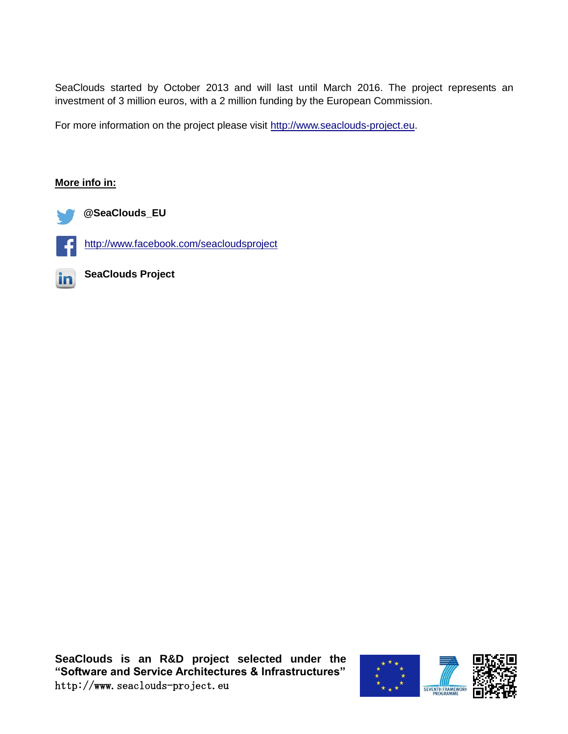SeaClouds started by October 2013 and will last until March 2016. The project represents an investment of 3 million euros, with a 2 million funding by the European Commission.

For more information on the project please visit http://www.seaclouds-project.eu.

**More info in:**

**@SeaClouds_EU**

http://www.facebook.com/seacloudsproject

**SeaClouds Project**

**SeaClouds is an R&D project selected under the "Software and Service Architectures & Infrastructures"**
http://www.seaclouds-project.eu

SEVENTH FRAMEWORK PROGRAMME